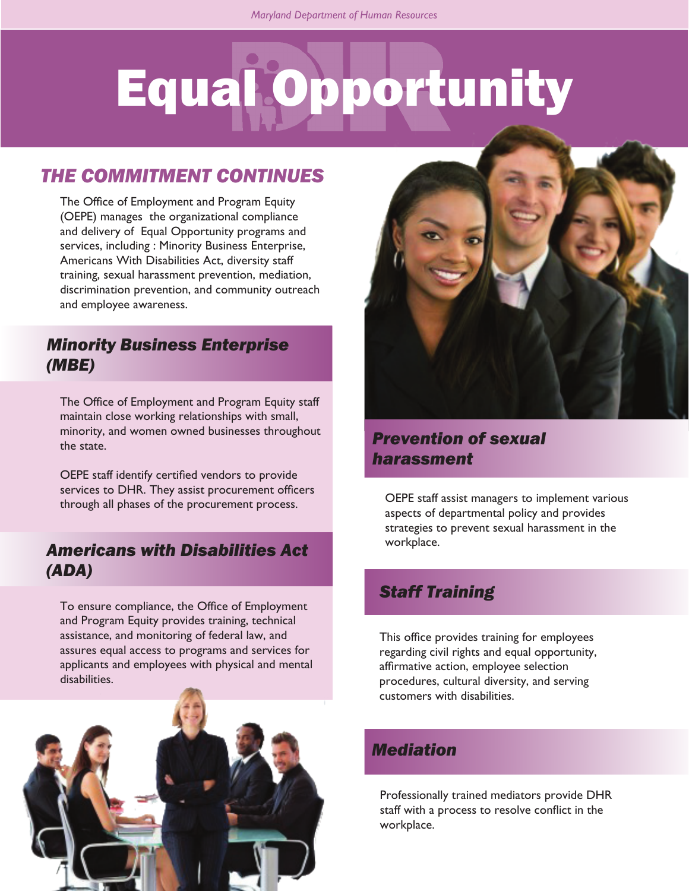# Equal Opportunity

## THE COMMITMENT CONTINUES

The Office of Employment and Program Equity (OEPE) manages the organizational compliance and delivery of Equal Opportunity programs and services, including : Minority Business Enterprise, Americans With Disabilities Act, diversity staff training, sexual harassment prevention, mediation, discrimination prevention, and community outreach and employee awareness.

## *Minority Business Enterprise (MBE)*

The Office of Employment and Program Equity staff maintain close working relationships with small, minority, and women owned businesses throughout the state.

OEPE staff identify certified vendors to provide services to DHR. They assist procurement officers through all phases of the procurement process.

## *Americans with Disabilities Act (ADA)*

To ensure compliance, the Office of Employment and Program Equity provides training, technical assistance, and monitoring of federal law, and assures equal access to programs and services for applicants and employees with physical and mental disabilities.

## *Prevention of sexual harassment*

OEPE staff assist managers to implement various aspects of departmental policy and provides strategies to prevent sexual harassment in the workplace.

## *Staff Training*

This office provides training for employees regarding civil rights and equal opportunity, affirmative action, employee selection procedures, cultural diversity, and serving customers with disabilities.

## *Mediation*

Professionally trained mediators provide DHR staff with a process to resolve conflict in the workplace.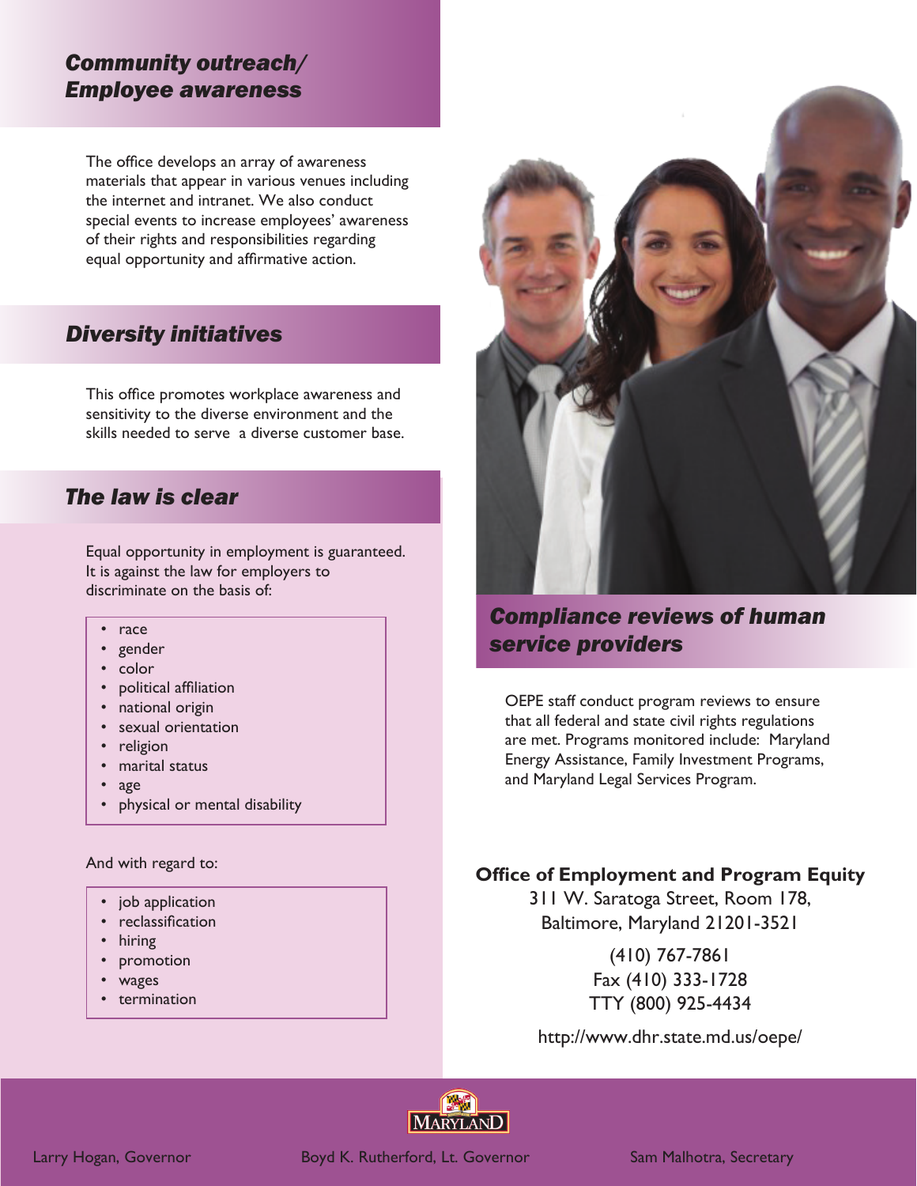## *Community outreach/ Employee awareness*

The office develops an array of awareness materials that appear in various venues including the internet and intranet. We also conduct special events to increase employees' awareness of their rights and responsibilities regarding equal opportunity and affirmative action.

## *Diversity initiatives*

This office promotes workplace awareness and sensitivity to the diverse environment and the skills needed to serve a diverse customer base.

## *The law is clear*

Equal opportunity in employment is guaranteed. It is against the law for employers to discriminate on the basis of:

- race
- gender
- color
- political affiliation
- national origin
- sexual orientation
- religion
- marital status
- age
- physical or mental disability

And with regard to:

- job application
- reclassification
- hiring
- promotion
- wages
- termination

## *Compliance reviews of human service providers*

OEPE staff conduct program reviews to ensure that all federal and state civil rights regulations are met. Programs monitored include: Maryland Energy Assistance, Family Investment Programs, and Maryland Legal Services Program.

**Office of Employment and Program Equity**
311 W. Saratoga Street, Room 178,
Baltimore, Maryland 21201-3521

(410) 767-7861
Fax (410) 333-1728
TTY (800) 925-4434

http://www.dhr.state.md.us/oepe/

MARYLAND

Larry Hogan, Governor | Boyd K. Rutherford, Lt. Governor | Sam Malhotra, Secretary